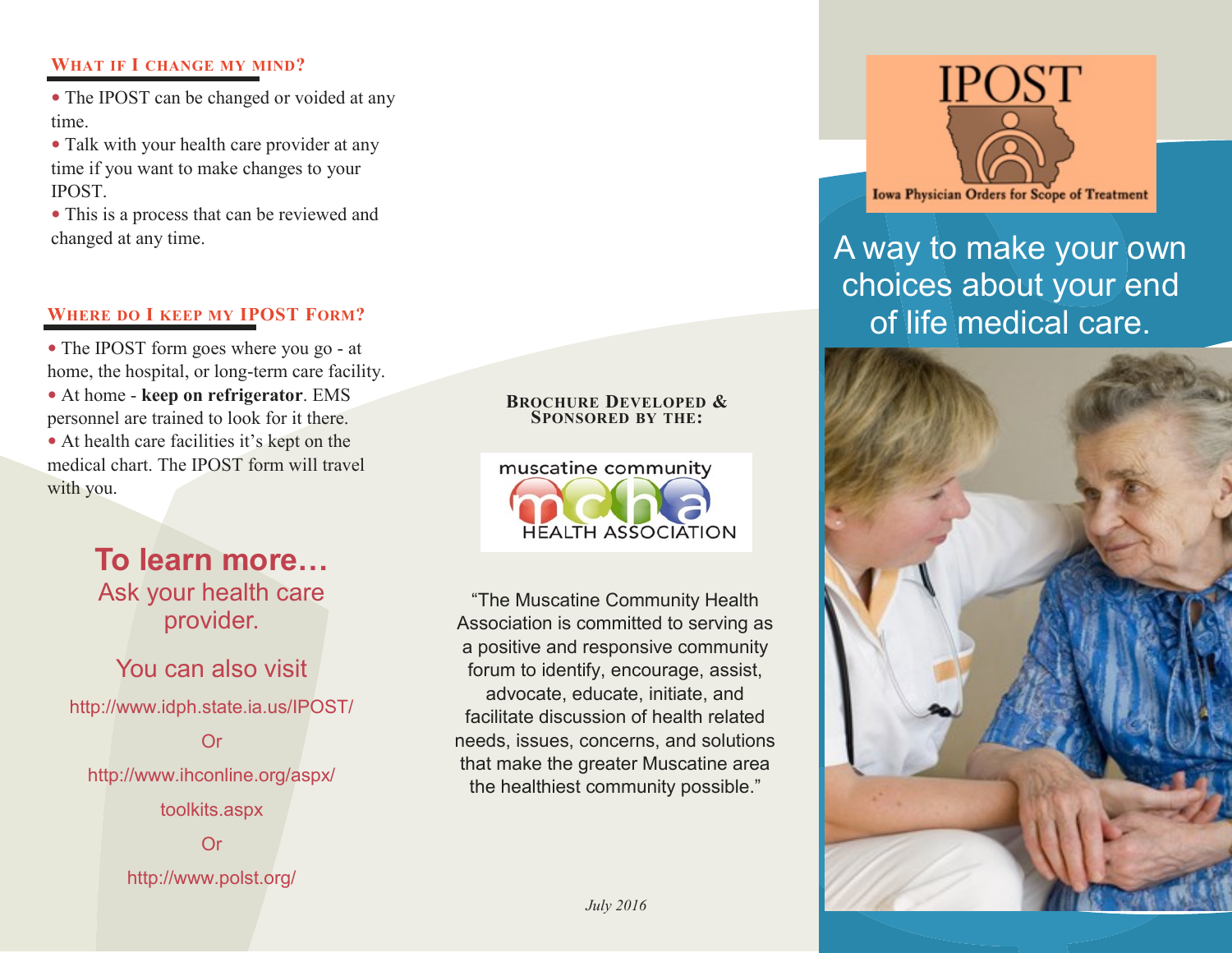## What if I change my mind?

- The IPOST can be changed or voided at any time.
- Talk with your health care provider at any time if you want to make changes to your IPOST.
- This is a process that can be reviewed and changed at any time.

## Where do I keep my IPOST Form?

- The IPOST form goes where you go - at home, the hospital, or long-term care facility.
- At home - **keep on refrigerator**. EMS personnel are trained to look for it there.
- At health care facilities it's kept on the medical chart. The IPOST form will travel with you.

**To learn more…**

Ask your health care provider.

You can also visit

http://www.idph.state.ia.us/IPOST/

Or

http://www.ihconline.org/aspx/toolkits.aspx

Or

http://www.polst.org/

**Brochure Developed & Sponsored by the:**

muscatine community mcha HEALTH ASSOCIATION

"The Muscatine Community Health Association is committed to serving as a positive and responsive community forum to identify, encourage, assist, advocate, educate, initiate, and facilitate discussion of health related needs, issues, concerns, and solutions that make the greater Muscatine area the healthiest community possible."

*July 2016*

# IPOST

Iowa Physician Orders for Scope of Treatment

## A way to make your own choices about your end of life medical care.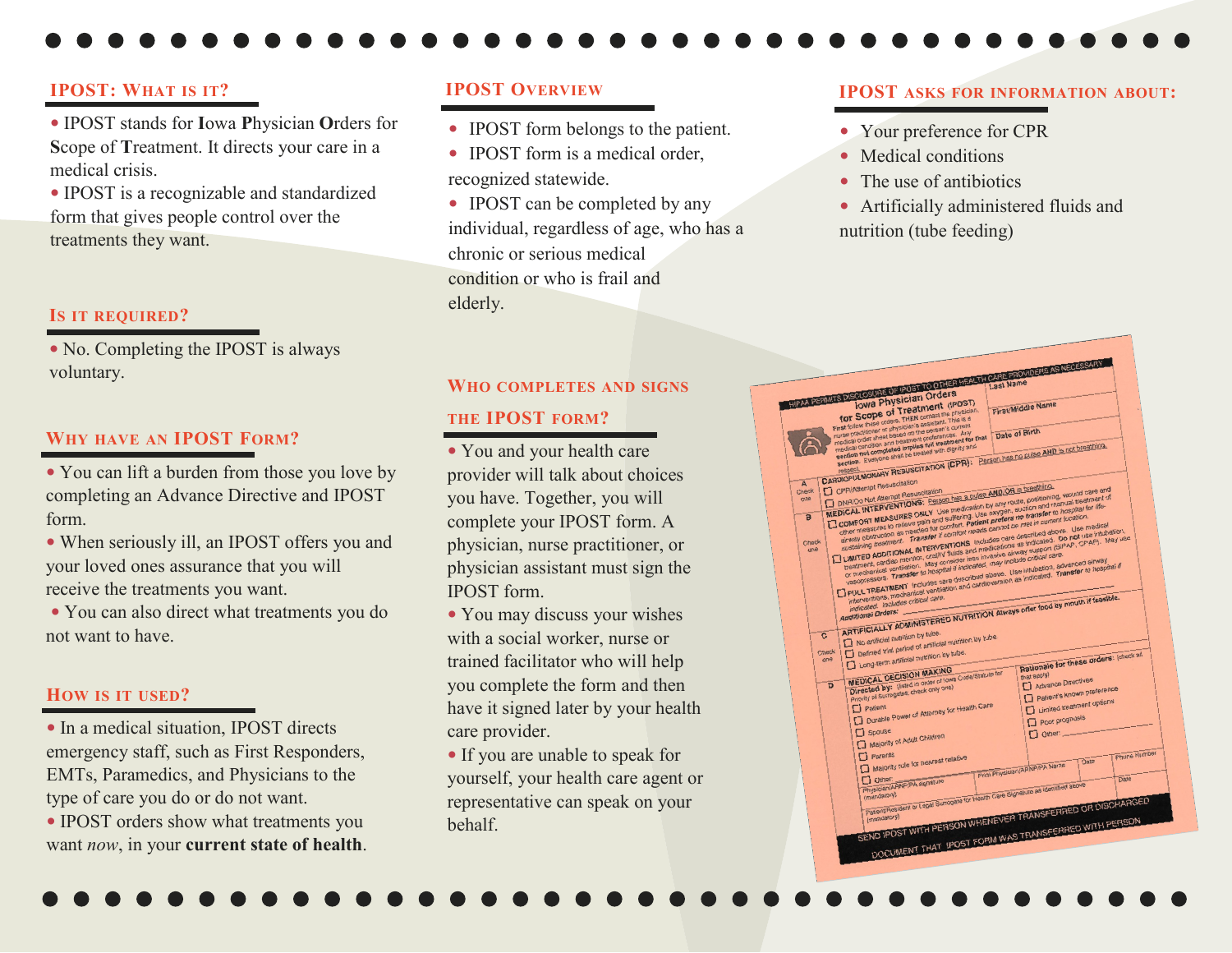## IPOST: What is it?

- IPOST stands for **I**owa **P**hysician **O**rders for **S**cope of **T**reatment. It directs your care in a medical crisis.
- IPOST is a recognizable and standardized form that gives people control over the treatments they want.

## Is it required?

- No. Completing the IPOST is always voluntary.

## Why have an IPOST Form?

- You can lift a burden from those you love by completing an Advance Directive and IPOST form.
- When seriously ill, an IPOST offers you and your loved ones assurance that you will receive the treatments you want.
- You can also direct what treatments you do not want to have.

## How is it used?

- In a medical situation, IPOST directs emergency staff, such as First Responders, EMTs, Paramedics, and Physicians to the type of care you do or do not want.
- IPOST orders show what treatments you want *now*, in your **current state of health**.

## IPOST Overview

- IPOST form belongs to the patient.
- IPOST form is a medical order, recognized statewide.
- IPOST can be completed by any individual, regardless of age, who has a chronic or serious medical condition or who is frail and elderly.

## Who completes and signs the IPOST form?

- You and your health care provider will talk about choices you have. Together, you will complete your IPOST form. A physician, nurse practitioner, or physician assistant must sign the IPOST form.
- You may discuss your wishes with a social worker, nurse or trained facilitator who will help you complete the form and then have it signed later by your health care provider.
- If you are unable to speak for yourself, your health care agent or representative can speak on your behalf.

## IPOST asks for information about:

- Your preference for CPR
- Medical conditions
- The use of antibiotics
- Artificially administered fluids and nutrition (tube feeding)